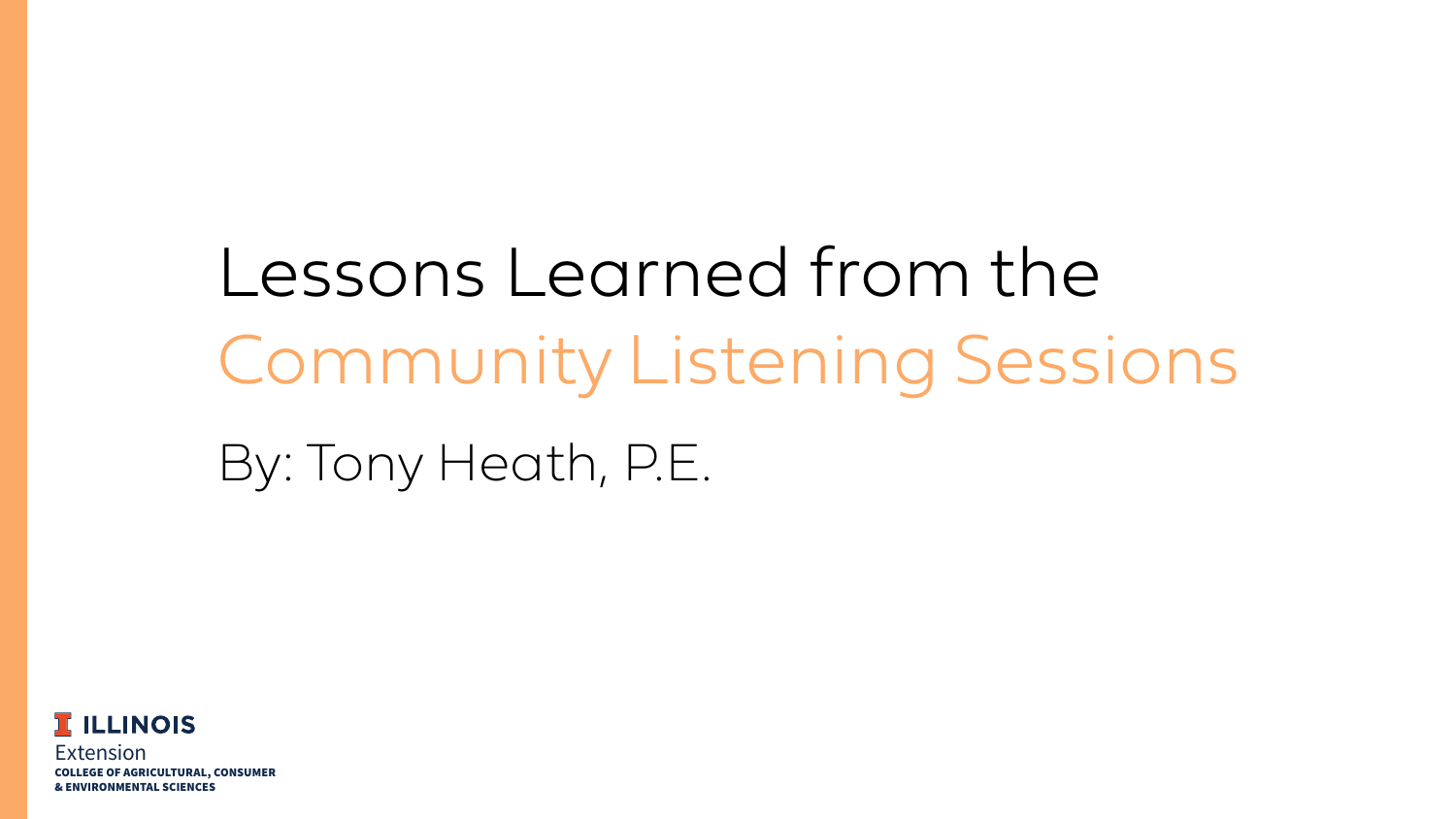# Lessons Learned from the Community Listening Sessions

By: Tony Heath, P.E.

ILLINOIS
Extension
COLLEGE OF AGRICULTURAL, CONSUMER & ENVIRONMENTAL SCIENCES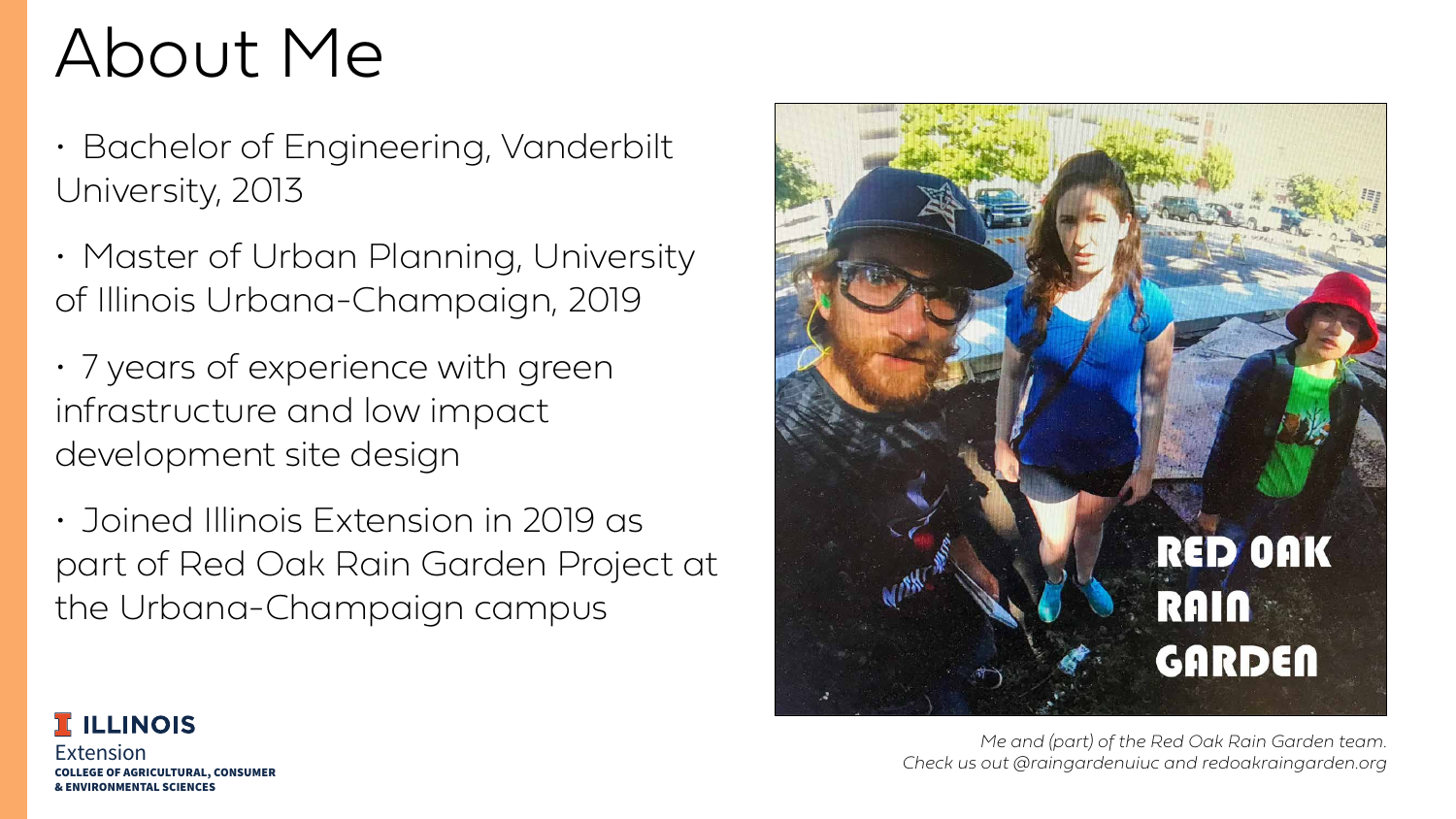# About Me

- Bachelor of Engineering, Vanderbilt University, 2013
- Master of Urban Planning, University of Illinois Urbana-Champaign, 2019
- 7 years of experience with green infrastructure and low impact development site design
- Joined Illinois Extension in 2019 as part of Red Oak Rain Garden Project at the Urbana-Champaign campus

*Me and (part) of the Red Oak Rain Garden team. Check us out @raingardenuiuc and redoakraingarden.org*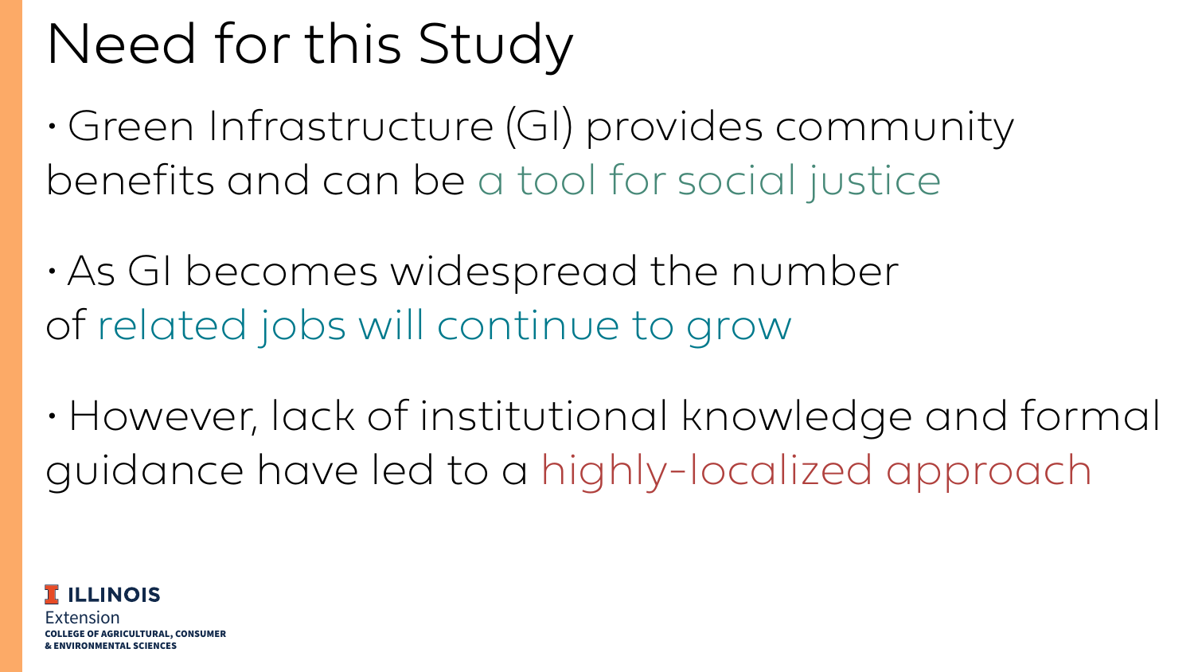# Need for this Study

- Green Infrastructure (GI) provides community benefits and can be a tool for social justice
- As GI becomes widespread the number of related jobs will continue to grow
- However, lack of institutional knowledge and formal guidance have led to a highly-localized approach

ILLINOIS
Extension
COLLEGE OF AGRICULTURAL, CONSUMER & ENVIRONMENTAL SCIENCES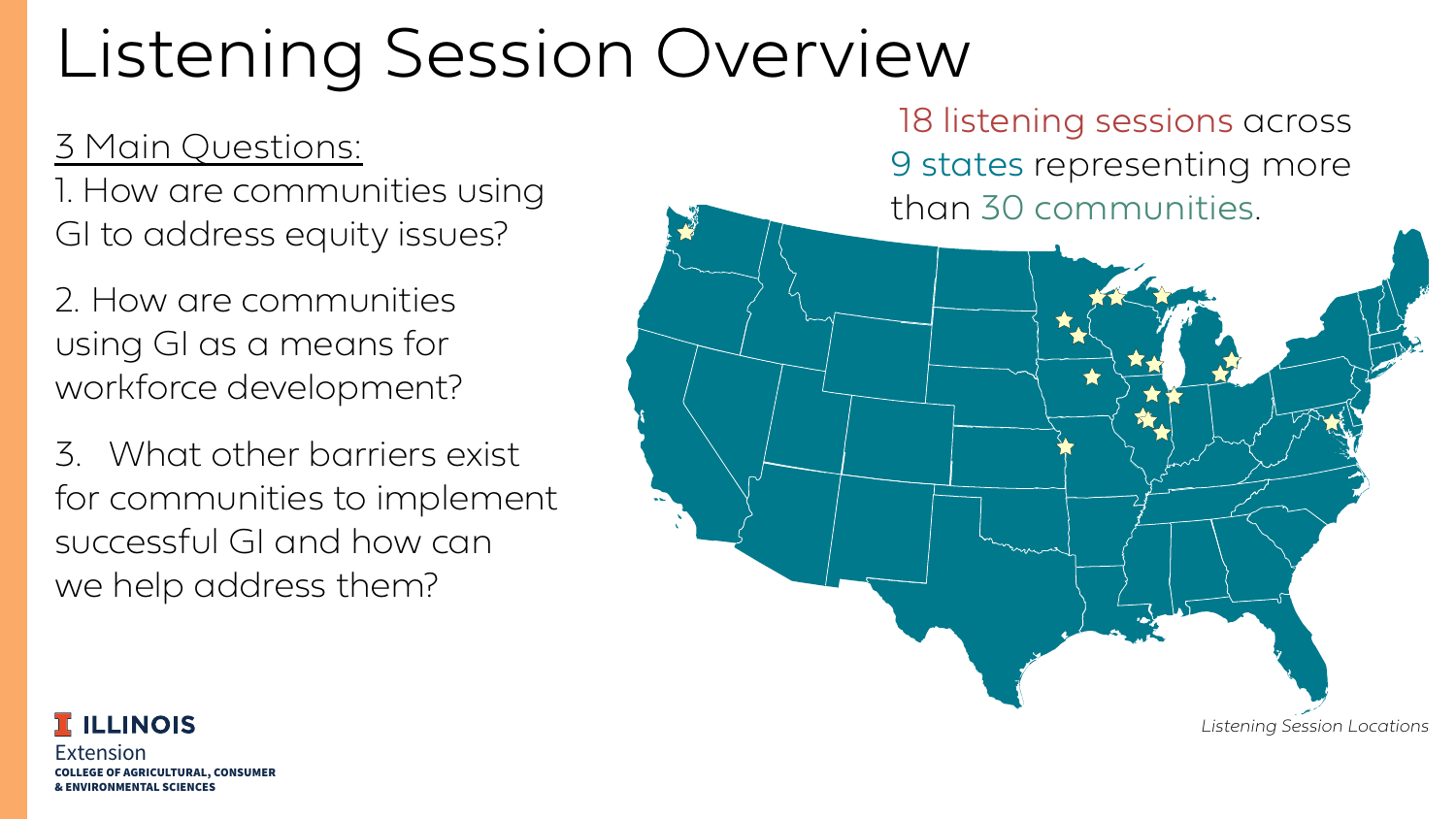# Listening Session Overview

<u>3 Main Questions:</u>

1. How are communities using GI to address equity issues?
2. How are communities using GI as a means for workforce development?
3. What other barriers exist for communities to implement successful GI and how can we help address them?

18 listening sessions across 9 states representing more than 30 communities.

*Listening Session Locations*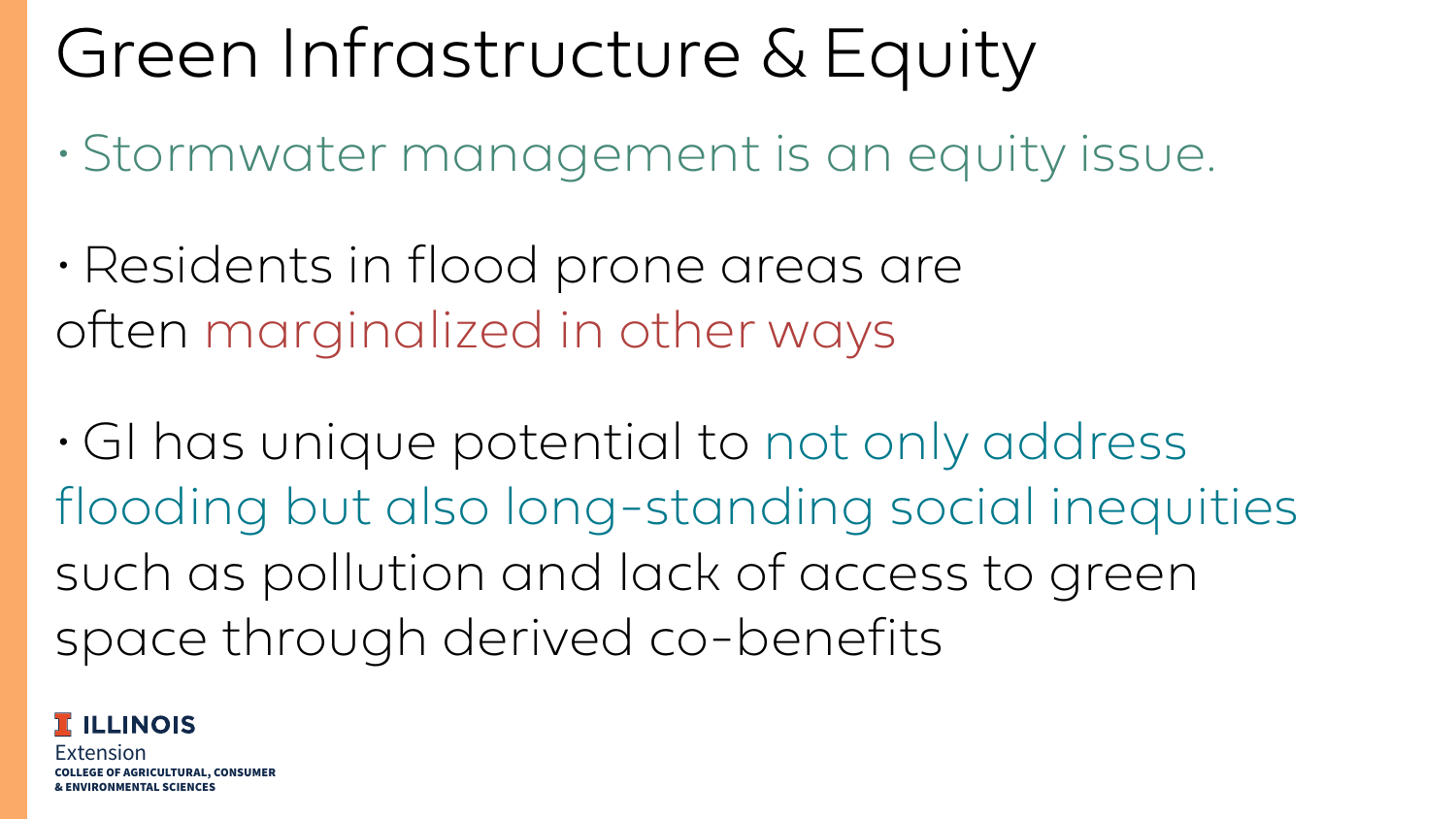# Green Infrastructure & Equity

- Stormwater management is an equity issue.
- Residents in flood prone areas are often marginalized in other ways
- GI has unique potential to not only address flooding but also long-standing social inequities such as pollution and lack of access to green space through derived co-benefits

ILLINOIS Extension
COLLEGE OF AGRICULTURAL, CONSUMER & ENVIRONMENTAL SCIENCES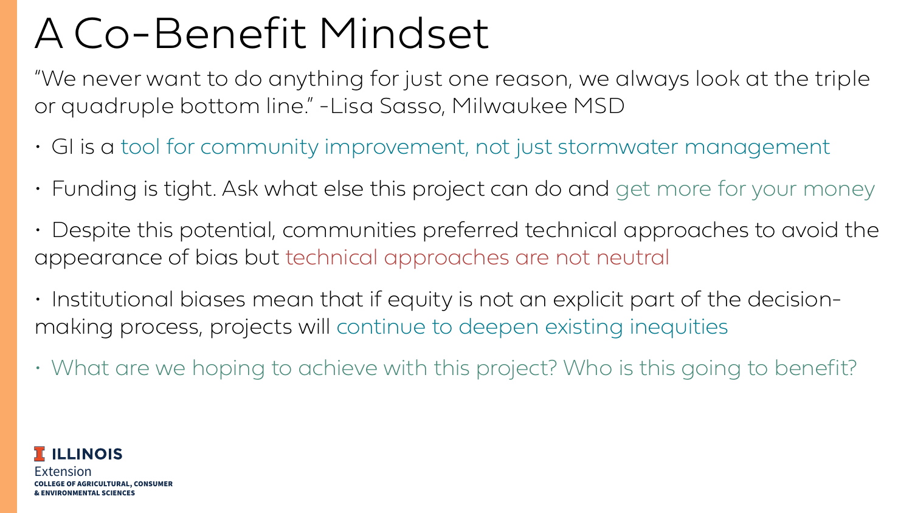# A Co-Benefit Mindset

"We never want to do anything for just one reason, we always look at the triple or quadruple bottom line." -Lisa Sasso, Milwaukee MSD

- GI is a tool for community improvement, not just stormwater management
- Funding is tight. Ask what else this project can do and get more for your money
- Despite this potential, communities preferred technical approaches to avoid the appearance of bias but technical approaches are not neutral
- Institutional biases mean that if equity is not an explicit part of the decision-making process, projects will continue to deepen existing inequities
- What are we hoping to achieve with this project? Who is this going to benefit?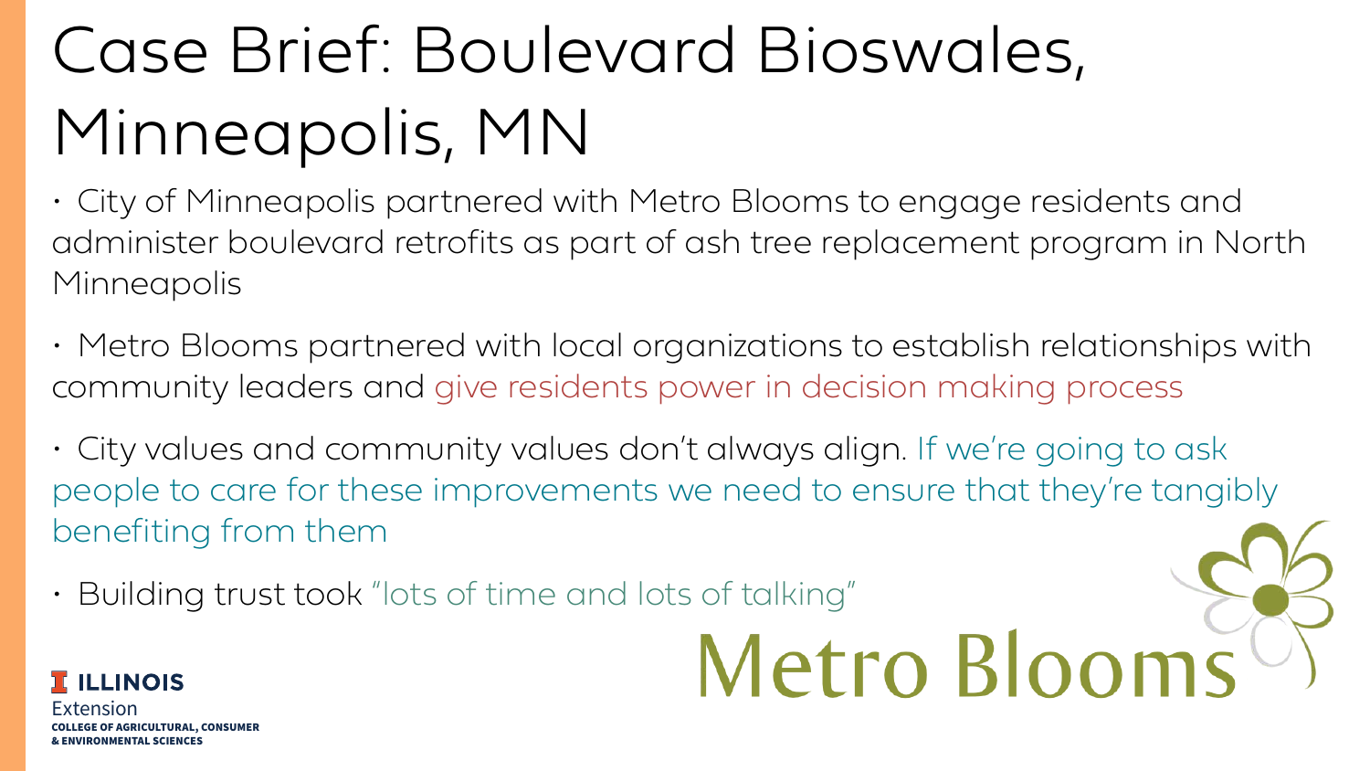# Case Brief: Boulevard Bioswales, Minneapolis, MN

- City of Minneapolis partnered with Metro Blooms to engage residents and administer boulevard retrofits as part of ash tree replacement program in North Minneapolis
- Metro Blooms partnered with local organizations to establish relationships with community leaders and give residents power in decision making process
- City values and community values don't always align. If we're going to ask people to care for these improvements we need to ensure that they're tangibly benefiting from them
- Building trust took "lots of time and lots of talking"

Metro Blooms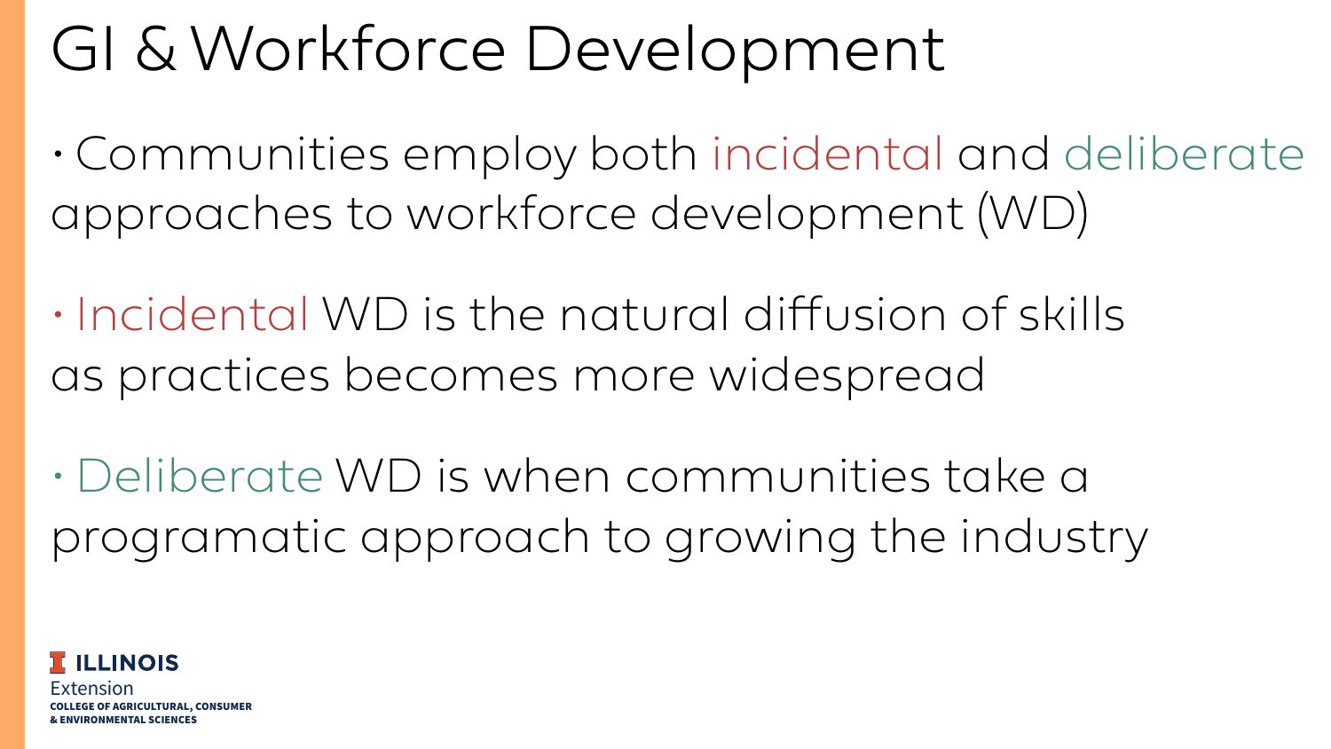# GI & Workforce Development

- Communities employ both incidental and deliberate approaches to workforce development (WD)
- Incidental WD is the natural diffusion of skills as practices becomes more widespread
- Deliberate WD is when communities take a programatic approach to growing the industry

ILLINOIS Extension
COLLEGE OF AGRICULTURAL, CONSUMER & ENVIRONMENTAL SCIENCES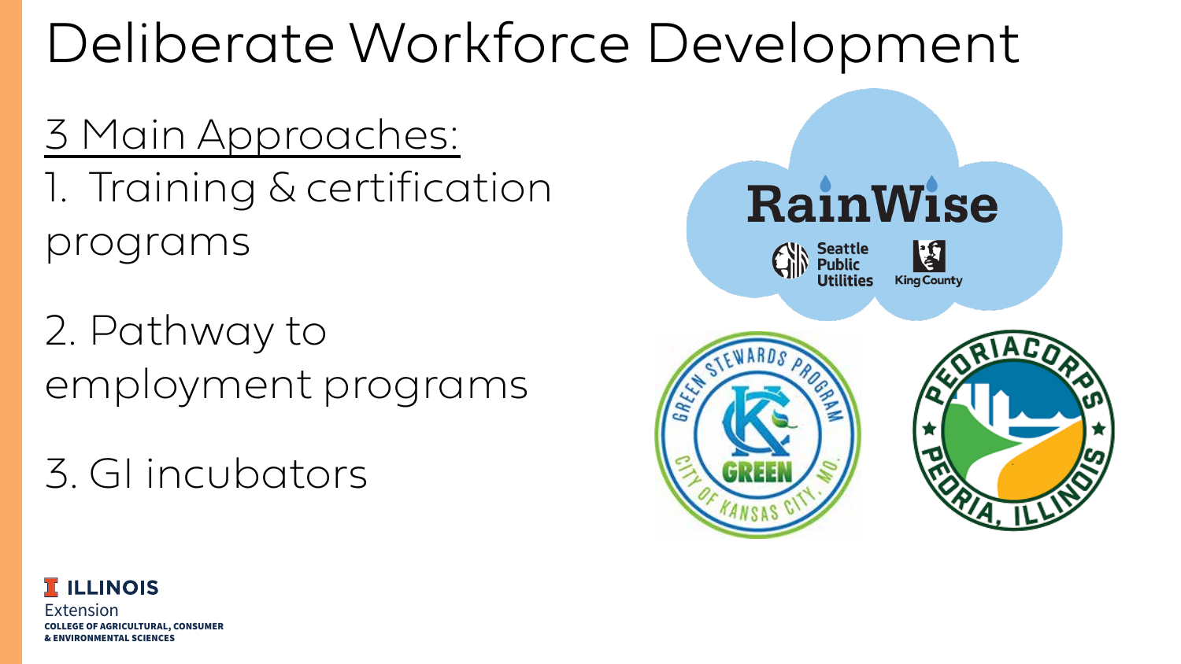# Deliberate Workforce Development

3 Main Approaches:

1. Training & certification programs

2. Pathway to employment programs

3. GI incubators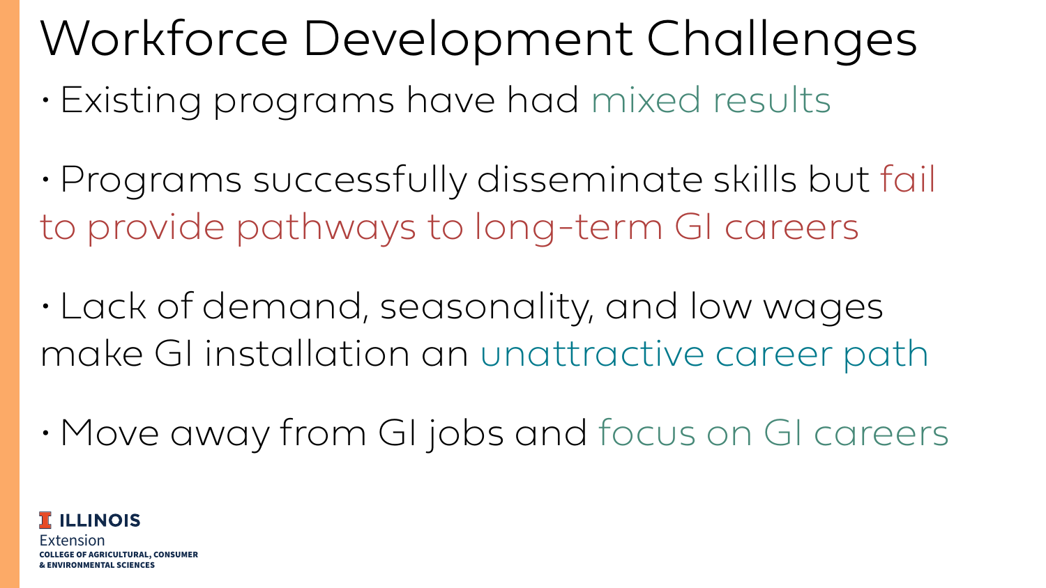# Workforce Development Challenges

- Existing programs have had mixed results
- Programs successfully disseminate skills but fail to provide pathways to long-term GI careers
- Lack of demand, seasonality, and low wages make GI installation an unattractive career path
- Move away from GI jobs and focus on GI careers

ILLINOIS
Extension
COLLEGE OF AGRICULTURAL, CONSUMER & ENVIRONMENTAL SCIENCES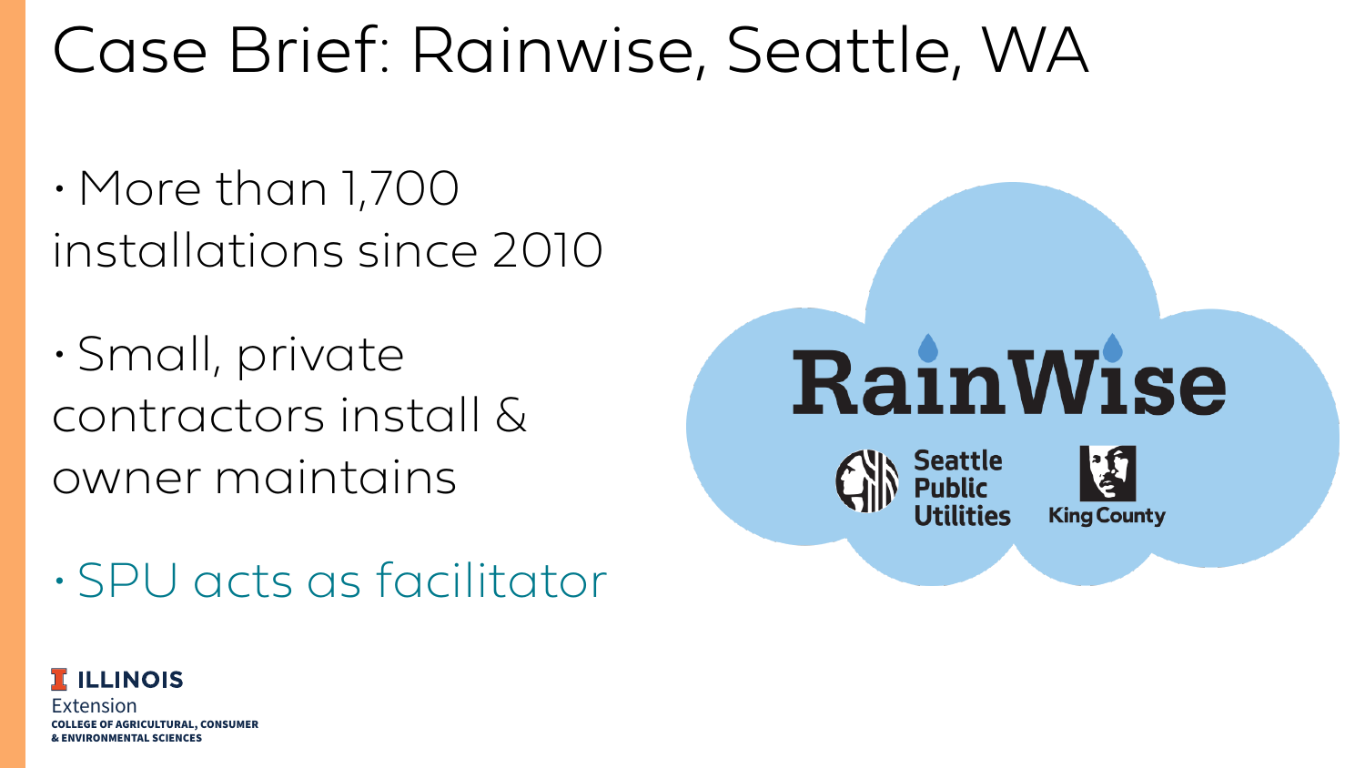# Case Brief: Rainwise, Seattle, WA

- More than 1,700 installations since 2010
- Small, private contractors install & owner maintains
- SPU acts as facilitator

RainWise

Seattle Public Utilities

King County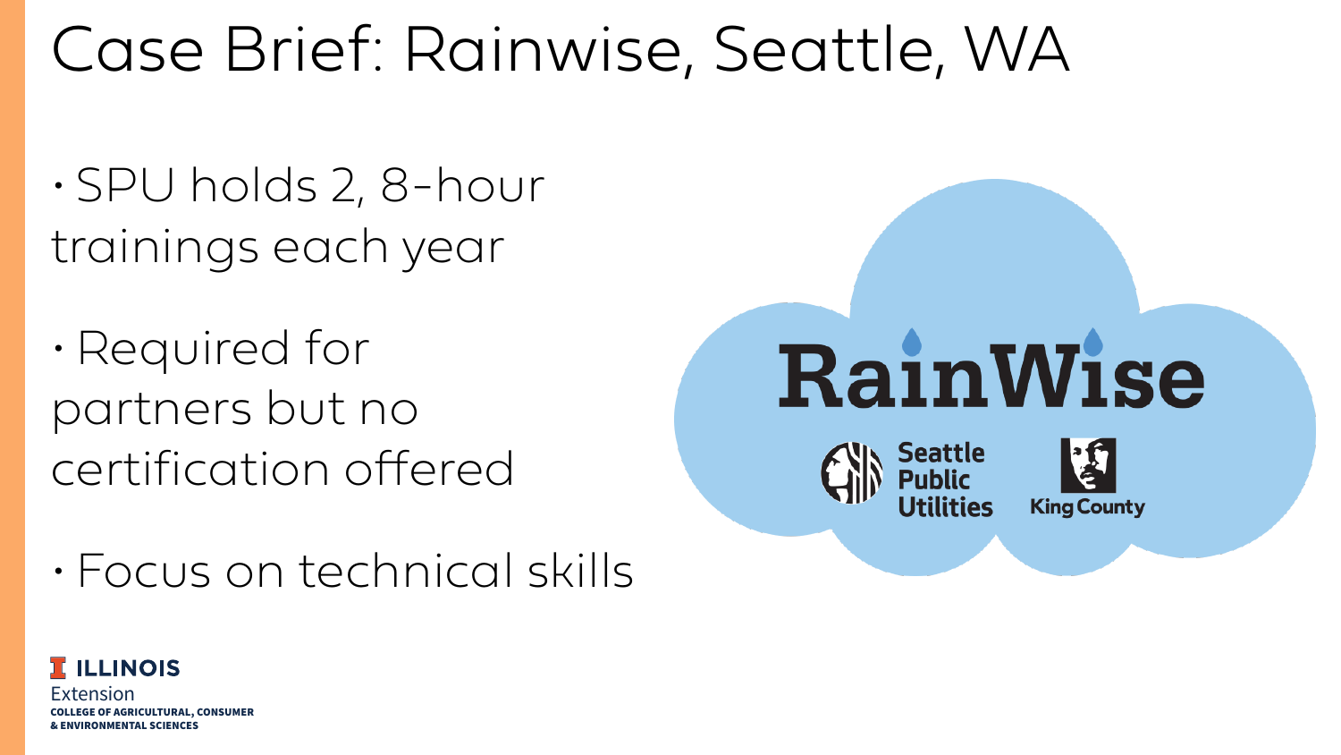# Case Brief: Rainwise, Seattle, WA

- SPU holds 2, 8-hour trainings each year
- Required for partners but no certification offered
- Focus on technical skills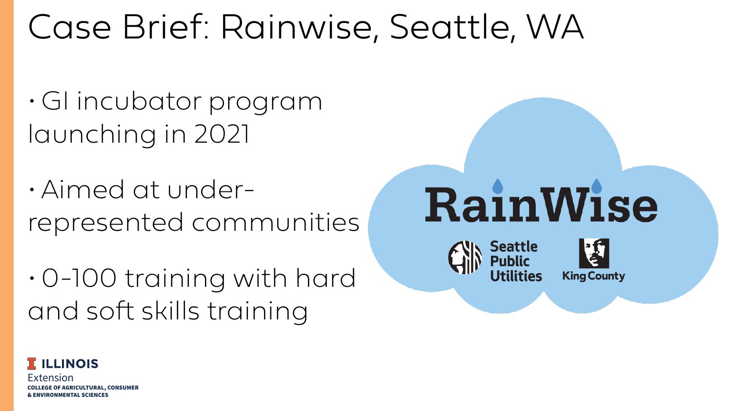# Case Brief: Rainwise, Seattle, WA

- GI incubator program launching in 2021
- Aimed at under-represented communities
- 0-100 training with hard and soft skills training

RainWise

Seattle Public Utilities

King County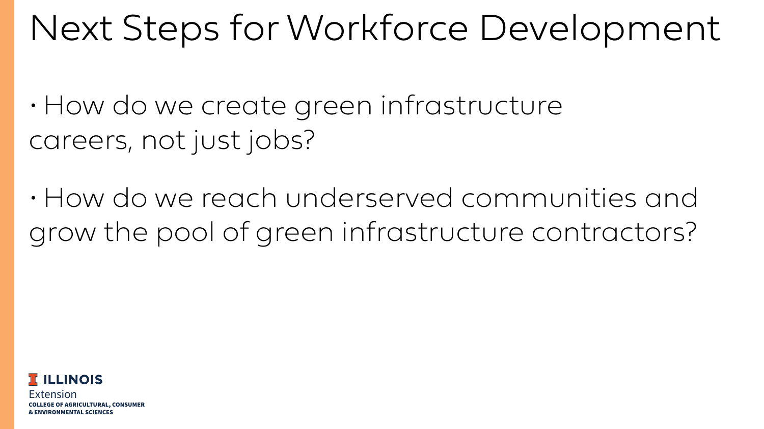# Next Steps for Workforce Development

- How do we create green infrastructure careers, not just jobs?
- How do we reach underserved communities and grow the pool of green infrastructure contractors?

ILLINOIS
Extension
COLLEGE OF AGRICULTURAL, CONSUMER & ENVIRONMENTAL SCIENCES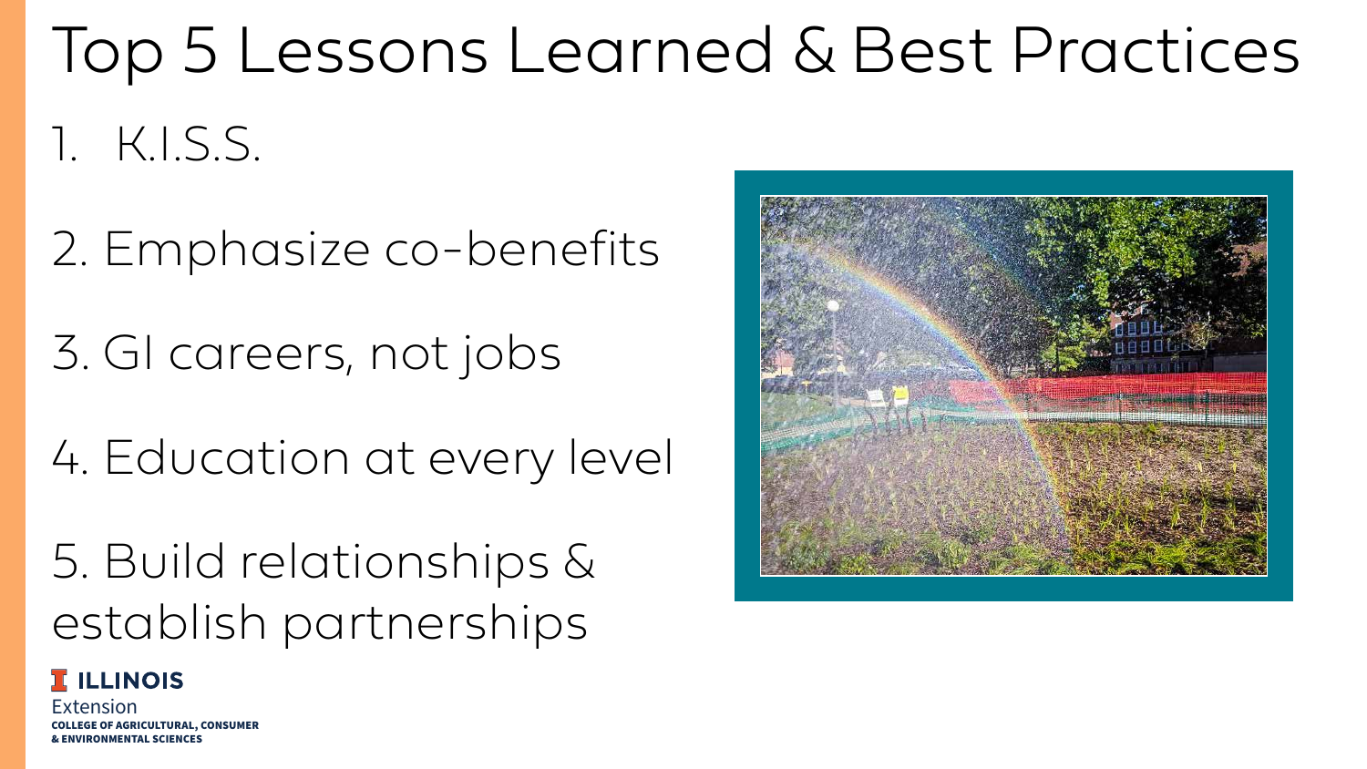# Top 5 Lessons Learned & Best Practices

1. K.I.S.S.
2. Emphasize co-benefits
3. GI careers, not jobs
4. Education at every level
5. Build relationships & establish partnerships

ILLINOIS Extension
COLLEGE OF AGRICULTURAL, CONSUMER & ENVIRONMENTAL SCIENCES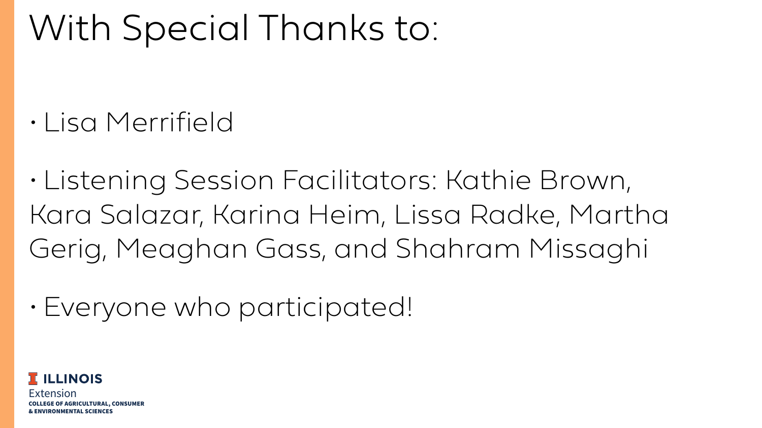# With Special Thanks to:

- Lisa Merrifield
- Listening Session Facilitators: Kathie Brown, Kara Salazar, Karina Heim, Lissa Radke, Martha Gerig, Meaghan Gass, and Shahram Missaghi
- Everyone who participated!

ILLINOIS Extension
COLLEGE OF AGRICULTURAL, CONSUMER & ENVIRONMENTAL SCIENCES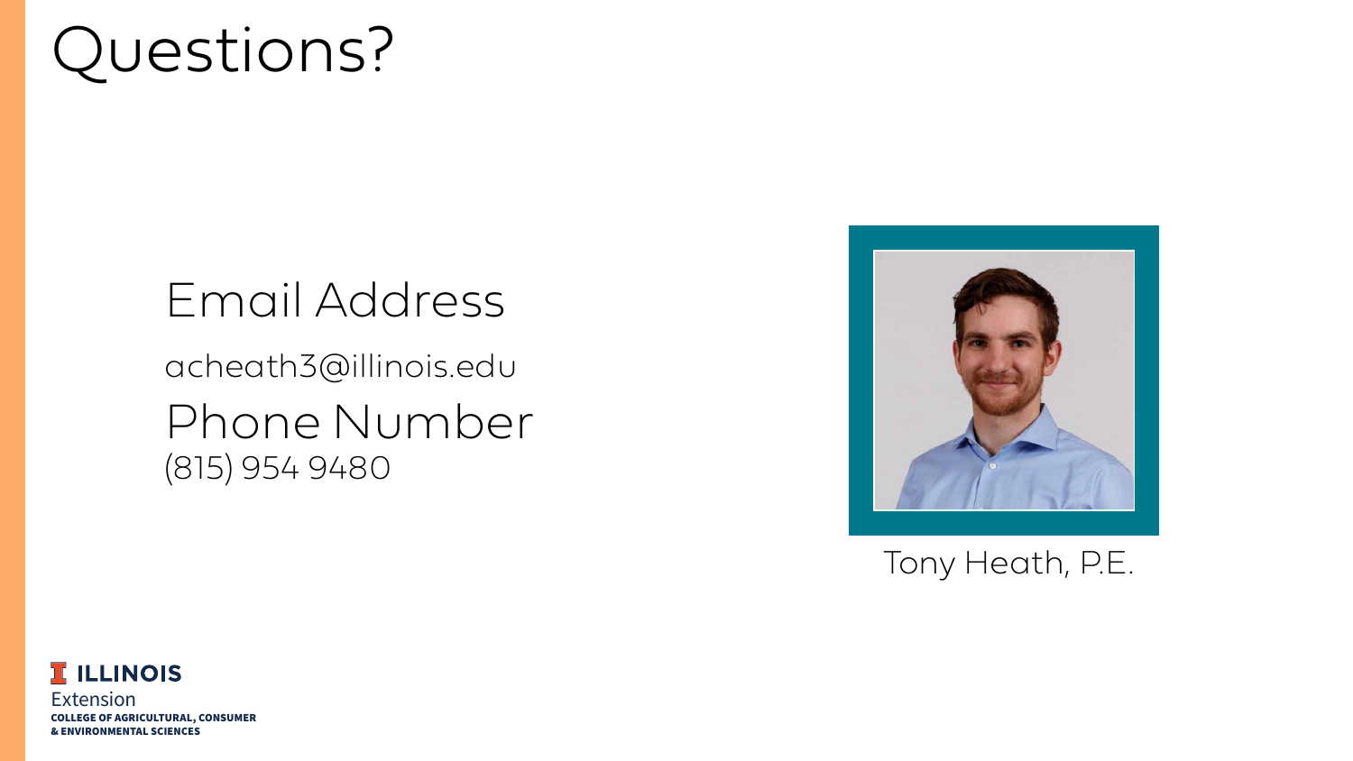# Questions?

## Email Address

acheath3@illinois.edu

## Phone Number

(815) 954 9480

Tony Heath, P.E.

ILLINOIS Extension
COLLEGE OF AGRICULTURAL, CONSUMER & ENVIRONMENTAL SCIENCES